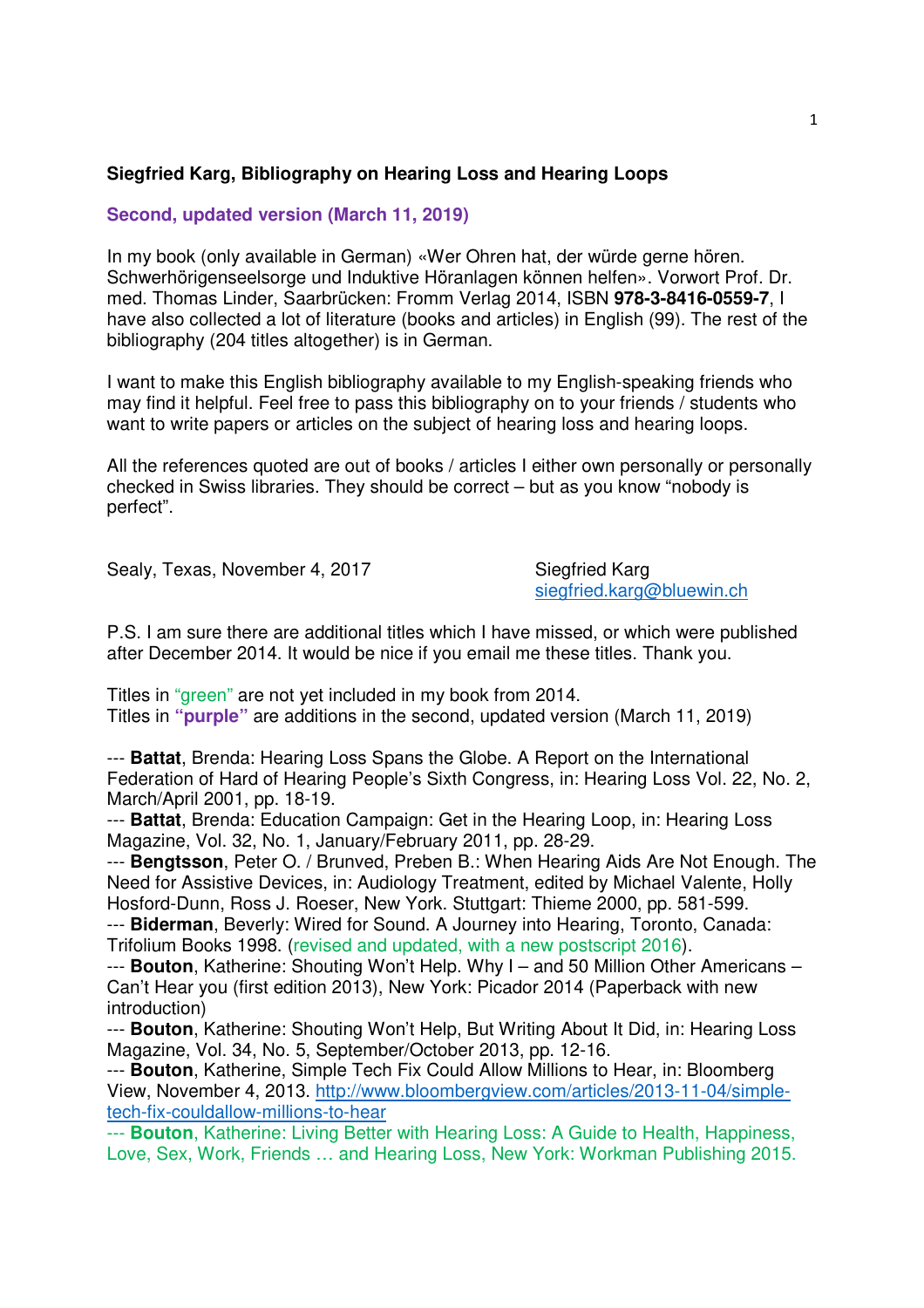**Siegfried Karg, Bibliography on Hearing Loss and Hearing Loops**

**Second, updated version (March 11, 2019)**

In my book (only available in German) «Wer Ohren hat, der würde gerne hören. Schwerhörigenseelsorge und Induktive Höranlagen können helfen». Vorwort Prof. Dr. med. Thomas Linder, Saarbrücken: Fromm Verlag 2014, ISBN **978-3-8416-0559-7**, I have also collected a lot of literature (books and articles) in English (99). The rest of the bibliography (204 titles altogether) is in German.

I want to make this English bibliography available to my English-speaking friends who may find it helpful. Feel free to pass this bibliography on to your friends / students who want to write papers or articles on the subject of hearing loss and hearing loops.

All the references quoted are out of books / articles I either own personally or personally checked in Swiss libraries. They should be correct – but as you know "nobody is perfect".

Sealy, Texas, November 4, 2017

Siegfried Karg
siegfried.karg@bluewin.ch

P.S. I am sure there are additional titles which I have missed, or which were published after December 2014. It would be nice if you email me these titles. Thank you.

Titles in "green" are not yet included in my book from 2014.
Titles in **"purple"** are additions in the second, updated version (March 11, 2019)

--- **Battat**, Brenda: Hearing Loss Spans the Globe. A Report on the International Federation of Hard of Hearing People's Sixth Congress, in: Hearing Loss Vol. 22, No. 2, March/April 2001, pp. 18-19.
--- **Battat**, Brenda: Education Campaign: Get in the Hearing Loop, in: Hearing Loss Magazine, Vol. 32, No. 1, January/February 2011, pp. 28-29.
--- **Bengtsson**, Peter O. / Brunved, Preben B.: When Hearing Aids Are Not Enough. The Need for Assistive Devices, in: Audiology Treatment, edited by Michael Valente, Holly Hosford-Dunn, Ross J. Roeser, New York. Stuttgart: Thieme 2000, pp. 581-599.
--- **Biderman**, Beverly: Wired for Sound. A Journey into Hearing, Toronto, Canada: Trifolium Books 1998. (revised and updated, with a new postscript 2016).
--- **Bouton**, Katherine: Shouting Won't Help. Why I – and 50 Million Other Americans – Can't Hear you (first edition 2013), New York: Picador 2014 (Paperback with new introduction)
--- **Bouton**, Katherine: Shouting Won't Help, But Writing About It Did, in: Hearing Loss Magazine, Vol. 34, No. 5, September/October 2013, pp. 12-16.
--- **Bouton**, Katherine, Simple Tech Fix Could Allow Millions to Hear, in: Bloomberg View, November 4, 2013. http://www.bloombergview.com/articles/2013-11-04/simple-tech-fix-couldallow-millions-to-hear
--- **Bouton**, Katherine: Living Better with Hearing Loss: A Guide to Health, Happiness, Love, Sex, Work, Friends … and Hearing Loss, New York: Workman Publishing 2015.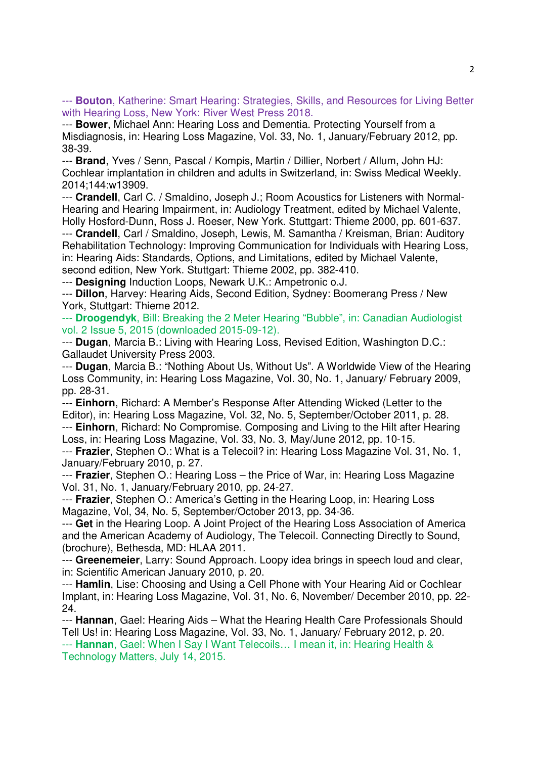--- **Bouton**, Katherine: Smart Hearing: Strategies, Skills, and Resources for Living Better with Hearing Loss, New York: River West Press 2018.

--- **Bower**, Michael Ann: Hearing Loss and Dementia. Protecting Yourself from a Misdiagnosis, in: Hearing Loss Magazine, Vol. 33, No. 1, January/February 2012, pp. 38-39.

--- **Brand**, Yves / Senn, Pascal / Kompis, Martin / Dillier, Norbert / Allum, John HJ: Cochlear implantation in children and adults in Switzerland, in: Swiss Medical Weekly. 2014;144:w13909.

--- **Crandell**, Carl C. / Smaldino, Joseph J.; Room Acoustics for Listeners with Normal-Hearing and Hearing Impairment, in: Audiology Treatment, edited by Michael Valente, Holly Hosford-Dunn, Ross J. Roeser, New York. Stuttgart: Thieme 2000, pp. 601-637.

--- **Crandell**, Carl / Smaldino, Joseph, Lewis, M. Samantha / Kreisman, Brian: Auditory Rehabilitation Technology: Improving Communication for Individuals with Hearing Loss, in: Hearing Aids: Standards, Options, and Limitations, edited by Michael Valente, second edition, New York. Stuttgart: Thieme 2002, pp. 382-410.

--- **Designing** Induction Loops, Newark U.K.: Ampetronic o.J.

--- **Dillon**, Harvey: Hearing Aids, Second Edition, Sydney: Boomerang Press / New York, Stuttgart: Thieme 2012.

--- **Droogendyk**, Bill: Breaking the 2 Meter Hearing “Bubble”, in: Canadian Audiologist vol. 2 Issue 5, 2015 (downloaded 2015-09-12).

--- **Dugan**, Marcia B.: Living with Hearing Loss, Revised Edition, Washington D.C.: Gallaudet University Press 2003.

--- **Dugan**, Marcia B.: “Nothing About Us, Without Us”. A Worldwide View of the Hearing Loss Community, in: Hearing Loss Magazine, Vol. 30, No. 1, January/ February 2009, pp. 28-31.

--- **Einhorn**, Richard: A Member’s Response After Attending Wicked (Letter to the Editor), in: Hearing Loss Magazine, Vol. 32, No. 5, September/October 2011, p. 28.

--- **Einhorn**, Richard: No Compromise. Composing and Living to the Hilt after Hearing Loss, in: Hearing Loss Magazine, Vol. 33, No. 3, May/June 2012, pp. 10-15.

--- **Frazier**, Stephen O.: What is a Telecoil? in: Hearing Loss Magazine Vol. 31, No. 1, January/February 2010, p. 27.

--- **Frazier**, Stephen O.: Hearing Loss – the Price of War, in: Hearing Loss Magazine Vol. 31, No. 1, January/February 2010, pp. 24-27.

--- **Frazier**, Stephen O.: America’s Getting in the Hearing Loop, in: Hearing Loss Magazine, Vol, 34, No. 5, September/October 2013, pp. 34-36.

--- **Get** in the Hearing Loop. A Joint Project of the Hearing Loss Association of America and the American Academy of Audiology, The Telecoil. Connecting Directly to Sound, (brochure), Bethesda, MD: HLAA 2011.

--- **Greenemeier**, Larry: Sound Approach. Loopy idea brings in speech loud and clear, in: Scientific American January 2010, p. 20.

--- **Hamlin**, Lise: Choosing and Using a Cell Phone with Your Hearing Aid or Cochlear Implant, in: Hearing Loss Magazine, Vol. 31, No. 6, November/ December 2010, pp. 22-24.

--- **Hannan**, Gael: Hearing Aids – What the Hearing Health Care Professionals Should Tell Us! in: Hearing Loss Magazine, Vol. 33, No. 1, January/ February 2012, p. 20.

--- **Hannan**, Gael: When I Say I Want Telecoils… I mean it, in: Hearing Health & Technology Matters, July 14, 2015.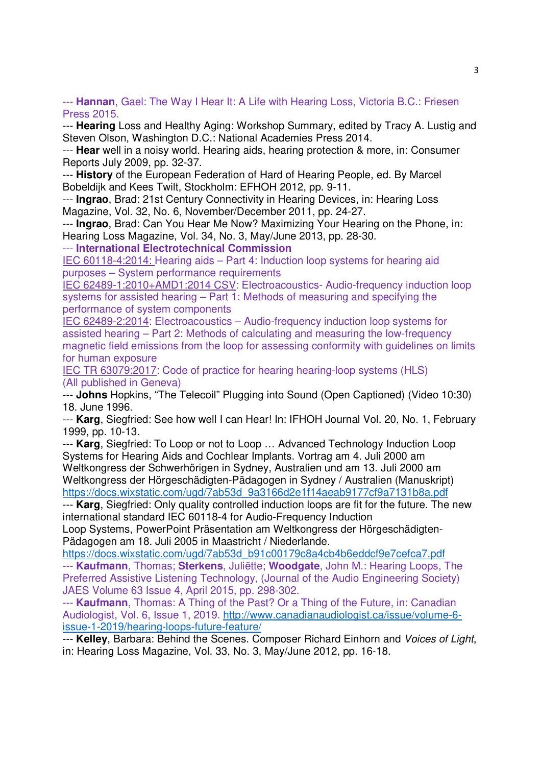--- **Hannan**, Gael: The Way I Hear It: A Life with Hearing Loss, Victoria B.C.: Friesen Press 2015.

--- **Hearing** Loss and Healthy Aging: Workshop Summary, edited by Tracy A. Lustig and Steven Olson, Washington D.C.: National Academies Press 2014.

--- **Hear** well in a noisy world. Hearing aids, hearing protection & more, in: Consumer Reports July 2009, pp. 32-37.

--- **History** of the European Federation of Hard of Hearing People, ed. By Marcel Bobeldijk and Kees Twilt, Stockholm: EFHOH 2012, pp. 9-11.

--- **Ingrao**, Brad: 21st Century Connectivity in Hearing Devices, in: Hearing Loss Magazine, Vol. 32, No. 6, November/December 2011, pp. 24-27.

--- **Ingrao**, Brad: Can You Hear Me Now? Maximizing Your Hearing on the Phone, in: Hearing Loss Magazine, Vol. 34, No. 3, May/June 2013, pp. 28-30.

--- **International Electrotechnical Commission**

IEC 60118-4:2014: Hearing aids – Part 4: Induction loop systems for hearing aid purposes – System performance requirements

IEC 62489-1:2010+AMD1:2014 CSV: Electroacoustics- Audio-frequency induction loop systems for assisted hearing – Part 1: Methods of measuring and specifying the performance of system components

IEC 62489-2:2014: Electroacoustics – Audio-frequency induction loop systems for assisted hearing – Part 2: Methods of calculating and measuring the low-frequency magnetic field emissions from the loop for assessing conformity with guidelines on limits for human exposure

IEC TR 63079:2017: Code of practice for hearing hearing-loop systems (HLS)

(All published in Geneva)

--- **Johns** Hopkins, "The Telecoil" Plugging into Sound (Open Captioned) (Video 10:30) 18. June 1996.

--- **Karg**, Siegfried: See how well I can Hear! In: IFHOH Journal Vol. 20, No. 1, February 1999, pp. 10-13.

--- **Karg**, Siegfried: To Loop or not to Loop … Advanced Technology Induction Loop Systems for Hearing Aids and Cochlear Implants. Vortrag am 4. Juli 2000 am Weltkongress der Schwerhörigen in Sydney, Australien und am 13. Juli 2000 am Weltkongress der Hörgeschädigten-Pädagogen in Sydney / Australien (Manuskript) https://docs.wixstatic.com/ugd/7ab53d_9a3166d2e1f14aeab9177cf9a7131b8a.pdf

--- **Karg**, Siegfried: Only quality controlled induction loops are fit for the future. The new international standard IEC 60118-4 for Audio-Frequency Induction Loop Systems, PowerPoint Präsentation am Weltkongress der Hörgeschädigten-Pädagogen am 18. Juli 2005 in Maastricht / Niederlande. https://docs.wixstatic.com/ugd/7ab53d_b91c00179c8a4cb4b6eddcf9e7cefca7.pdf

--- **Kaufmann**, Thomas; **Sterkens**, Juliëtte; **Woodgate**, John M.: Hearing Loops, The Preferred Assistive Listening Technology, (Journal of the Audio Engineering Society) JAES Volume 63 Issue 4, April 2015, pp. 298-302.

--- **Kaufmann**, Thomas: A Thing of the Past? Or a Thing of the Future, in: Canadian Audiologist, Vol. 6, Issue 1, 2019. http://www.canadianaudiologist.ca/issue/volume-6-issue-1-2019/hearing-loops-future-feature/

--- **Kelley**, Barbara: Behind the Scenes. Composer Richard Einhorn and *Voices of Light*, in: Hearing Loss Magazine, Vol. 33, No. 3, May/June 2012, pp. 16-18.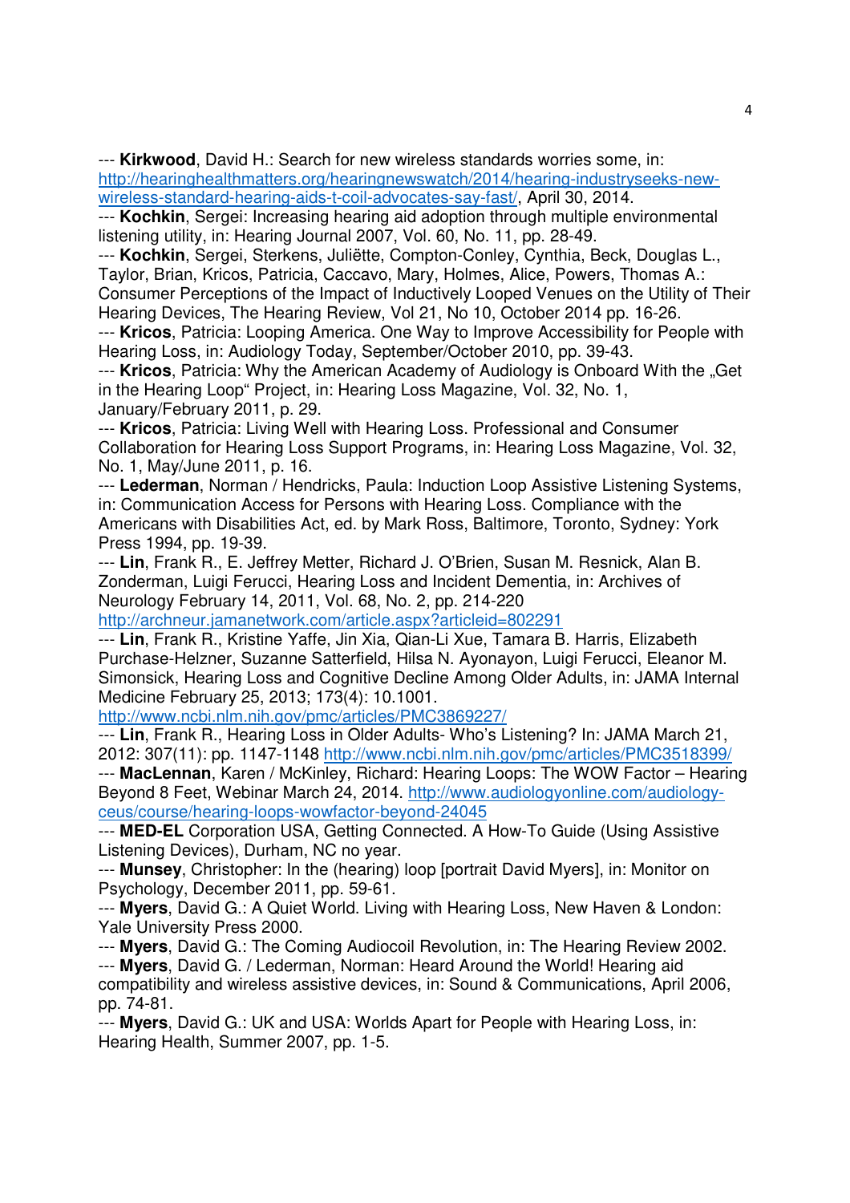--- **Kirkwood**, David H.: Search for new wireless standards worries some, in: http://hearinghealthmatters.org/hearingnewswatch/2014/hearing-industryseeks-new-wireless-standard-hearing-aids-t-coil-advocates-say-fast/, April 30, 2014.

--- **Kochkin**, Sergei: Increasing hearing aid adoption through multiple environmental listening utility, in: Hearing Journal 2007, Vol. 60, No. 11, pp. 28-49.

--- **Kochkin**, Sergei, Sterkens, Juliëtte, Compton-Conley, Cynthia, Beck, Douglas L., Taylor, Brian, Kricos, Patricia, Caccavo, Mary, Holmes, Alice, Powers, Thomas A.: Consumer Perceptions of the Impact of Inductively Looped Venues on the Utility of Their Hearing Devices, The Hearing Review, Vol 21, No 10, October 2014 pp. 16-26.

--- **Kricos**, Patricia: Looping America. One Way to Improve Accessibility for People with Hearing Loss, in: Audiology Today, September/October 2010, pp. 39-43.

--- **Kricos**, Patricia: Why the American Academy of Audiology is Onboard With the „Get in the Hearing Loop" Project, in: Hearing Loss Magazine, Vol. 32, No. 1, January/February 2011, p. 29.

--- **Kricos**, Patricia: Living Well with Hearing Loss. Professional and Consumer Collaboration for Hearing Loss Support Programs, in: Hearing Loss Magazine, Vol. 32, No. 1, May/June 2011, p. 16.

--- **Lederman**, Norman / Hendricks, Paula: Induction Loop Assistive Listening Systems, in: Communication Access for Persons with Hearing Loss. Compliance with the Americans with Disabilities Act, ed. by Mark Ross, Baltimore, Toronto, Sydney: York Press 1994, pp. 19-39.

--- **Lin**, Frank R., E. Jeffrey Metter, Richard J. O'Brien, Susan M. Resnick, Alan B. Zonderman, Luigi Ferucci, Hearing Loss and Incident Dementia, in: Archives of Neurology February 14, 2011, Vol. 68, No. 2, pp. 214-220 http://archneur.jamanetwork.com/article.aspx?articleid=802291

--- **Lin**, Frank R., Kristine Yaffe, Jin Xia, Qian-Li Xue, Tamara B. Harris, Elizabeth Purchase-Helzner, Suzanne Satterfield, Hilsa N. Ayonayon, Luigi Ferucci, Eleanor M. Simonsick, Hearing Loss and Cognitive Decline Among Older Adults, in: JAMA Internal Medicine February 25, 2013; 173(4): 10.1001. http://www.ncbi.nlm.nih.gov/pmc/articles/PMC3869227/

--- **Lin**, Frank R., Hearing Loss in Older Adults- Who's Listening? In: JAMA March 21, 2012: 307(11): pp. 1147-1148 http://www.ncbi.nlm.nih.gov/pmc/articles/PMC3518399/

--- **MacLennan**, Karen / McKinley, Richard: Hearing Loops: The WOW Factor – Hearing Beyond 8 Feet, Webinar March 24, 2014. http://www.audiologyonline.com/audiology-ceus/course/hearing-loops-wowfactor-beyond-24045

--- **MED-EL** Corporation USA, Getting Connected. A How-To Guide (Using Assistive Listening Devices), Durham, NC no year.

--- **Munsey**, Christopher: In the (hearing) loop [portrait David Myers], in: Monitor on Psychology, December 2011, pp. 59-61.

--- **Myers**, David G.: A Quiet World. Living with Hearing Loss, New Haven & London: Yale University Press 2000.

--- **Myers**, David G.: The Coming Audiocoil Revolution, in: The Hearing Review 2002.

--- **Myers**, David G. / Lederman, Norman: Heard Around the World! Hearing aid compatibility and wireless assistive devices, in: Sound & Communications, April 2006, pp. 74-81.

--- **Myers**, David G.: UK and USA: Worlds Apart for People with Hearing Loss, in: Hearing Health, Summer 2007, pp. 1-5.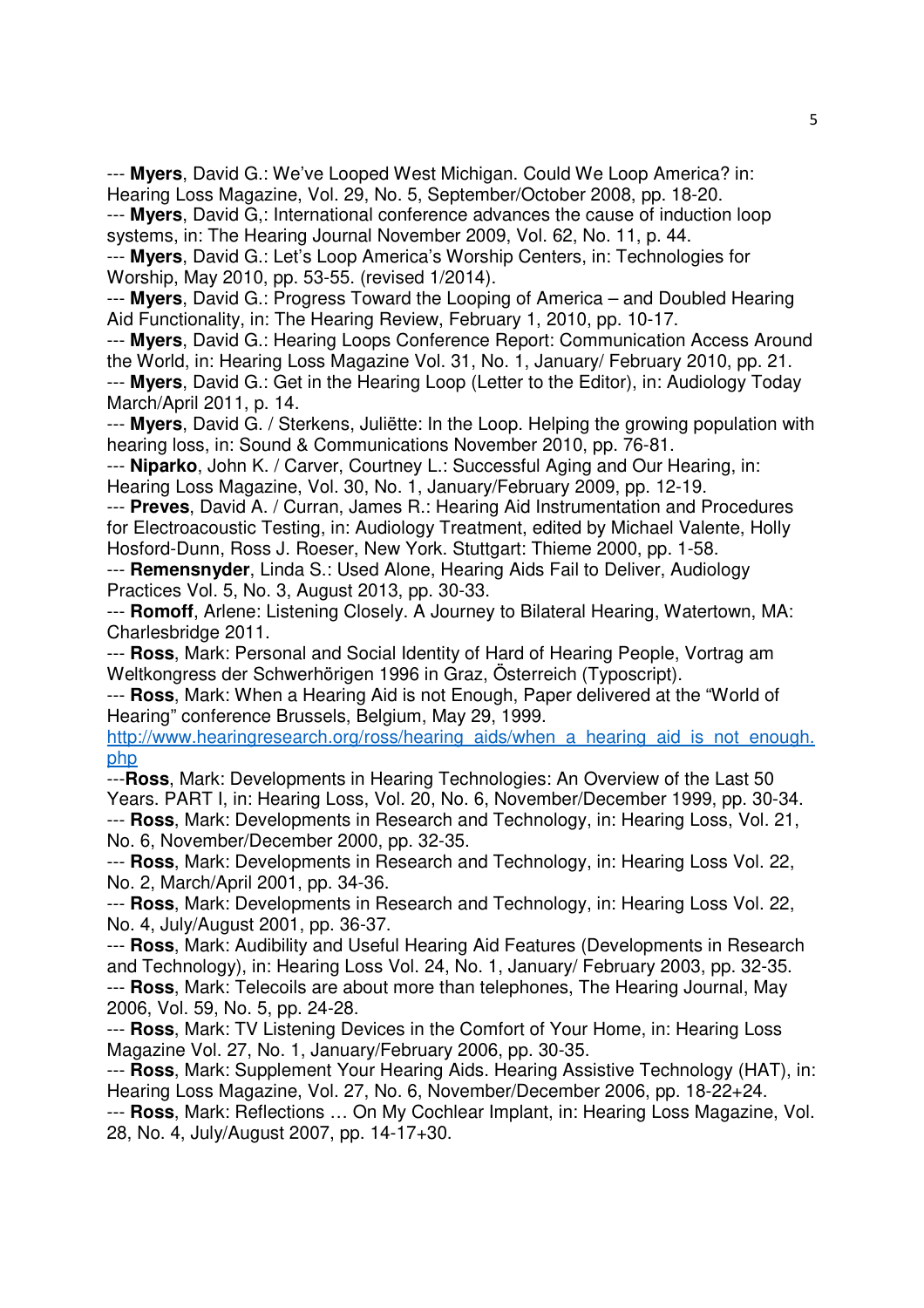--- **Myers**, David G.: We've Looped West Michigan. Could We Loop America? in: Hearing Loss Magazine, Vol. 29, No. 5, September/October 2008, pp. 18-20.

--- **Myers**, David G,: International conference advances the cause of induction loop systems, in: The Hearing Journal November 2009, Vol. 62, No. 11, p. 44.

--- **Myers**, David G.: Let's Loop America's Worship Centers, in: Technologies for Worship, May 2010, pp. 53-55. (revised 1/2014).

--- **Myers**, David G.: Progress Toward the Looping of America – and Doubled Hearing Aid Functionality, in: The Hearing Review, February 1, 2010, pp. 10-17.

--- **Myers**, David G.: Hearing Loops Conference Report: Communication Access Around the World, in: Hearing Loss Magazine Vol. 31, No. 1, January/ February 2010, pp. 21.

--- **Myers**, David G.: Get in the Hearing Loop (Letter to the Editor), in: Audiology Today March/April 2011, p. 14.

--- **Myers**, David G. / Sterkens, Juliëtte: In the Loop. Helping the growing population with hearing loss, in: Sound & Communications November 2010, pp. 76-81.

--- **Niparko**, John K. / Carver, Courtney L.: Successful Aging and Our Hearing, in: Hearing Loss Magazine, Vol. 30, No. 1, January/February 2009, pp. 12-19.

--- **Preves**, David A. / Curran, James R.: Hearing Aid Instrumentation and Procedures for Electroacoustic Testing, in: Audiology Treatment, edited by Michael Valente, Holly Hosford-Dunn, Ross J. Roeser, New York. Stuttgart: Thieme 2000, pp. 1-58.

--- **Remensnyder**, Linda S.: Used Alone, Hearing Aids Fail to Deliver, Audiology Practices Vol. 5, No. 3, August 2013, pp. 30-33.

--- **Romoff**, Arlene: Listening Closely. A Journey to Bilateral Hearing, Watertown, MA: Charlesbridge 2011.

--- **Ross**, Mark: Personal and Social Identity of Hard of Hearing People, Vortrag am Weltkongress der Schwerhörigen 1996 in Graz, Österreich (Typoscript).

--- **Ross**, Mark: When a Hearing Aid is not Enough, Paper delivered at the "World of Hearing" conference Brussels, Belgium, May 29, 1999. http://www.hearingresearch.org/ross/hearing_aids/when_a_hearing_aid_is_not_enough.php

---**Ross**, Mark: Developments in Hearing Technologies: An Overview of the Last 50 Years. PART I, in: Hearing Loss, Vol. 20, No. 6, November/December 1999, pp. 30-34.

--- **Ross**, Mark: Developments in Research and Technology, in: Hearing Loss, Vol. 21, No. 6, November/December 2000, pp. 32-35.

--- **Ross**, Mark: Developments in Research and Technology, in: Hearing Loss Vol. 22, No. 2, March/April 2001, pp. 34-36.

--- **Ross**, Mark: Developments in Research and Technology, in: Hearing Loss Vol. 22, No. 4, July/August 2001, pp. 36-37.

--- **Ross**, Mark: Audibility and Useful Hearing Aid Features (Developments in Research and Technology), in: Hearing Loss Vol. 24, No. 1, January/ February 2003, pp. 32-35.

--- **Ross**, Mark: Telecoils are about more than telephones, The Hearing Journal, May 2006, Vol. 59, No. 5, pp. 24-28.

--- **Ross**, Mark: TV Listening Devices in the Comfort of Your Home, in: Hearing Loss Magazine Vol. 27, No. 1, January/February 2006, pp. 30-35.

--- **Ross**, Mark: Supplement Your Hearing Aids. Hearing Assistive Technology (HAT), in: Hearing Loss Magazine, Vol. 27, No. 6, November/December 2006, pp. 18-22+24.

--- **Ross**, Mark: Reflections … On My Cochlear Implant, in: Hearing Loss Magazine, Vol. 28, No. 4, July/August 2007, pp. 14-17+30.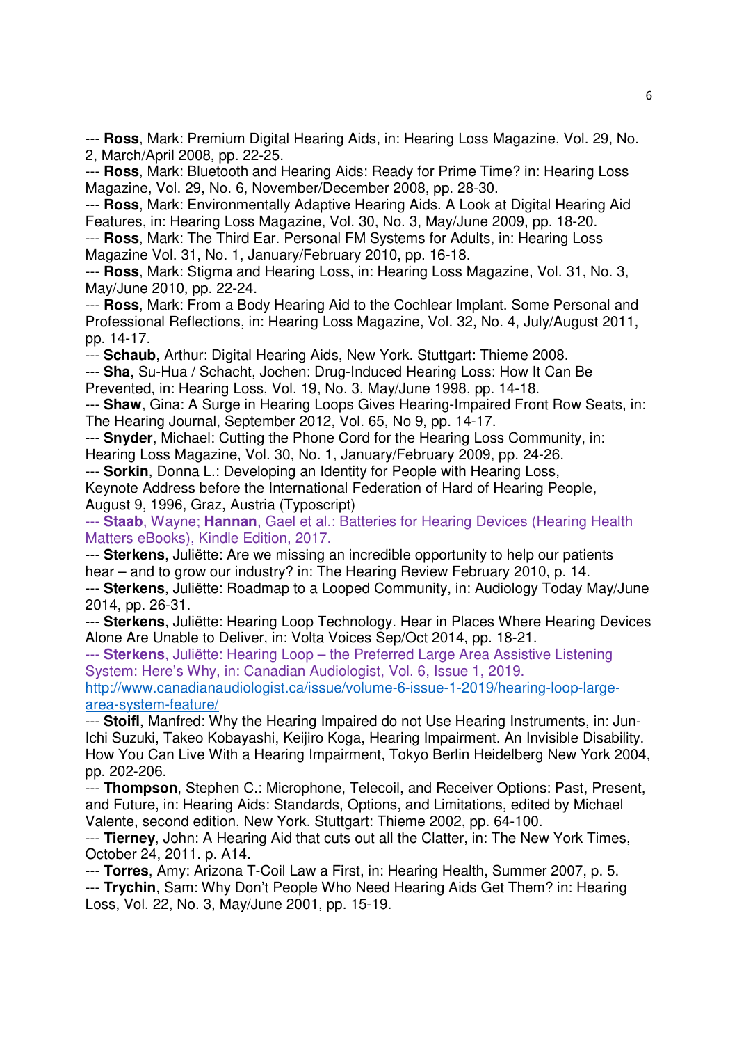--- **Ross**, Mark: Premium Digital Hearing Aids, in: Hearing Loss Magazine, Vol. 29, No. 2, March/April 2008, pp. 22-25.
--- **Ross**, Mark: Bluetooth and Hearing Aids: Ready for Prime Time? in: Hearing Loss Magazine, Vol. 29, No. 6, November/December 2008, pp. 28-30.
--- **Ross**, Mark: Environmentally Adaptive Hearing Aids. A Look at Digital Hearing Aid Features, in: Hearing Loss Magazine, Vol. 30, No. 3, May/June 2009, pp. 18-20.
--- **Ross**, Mark: The Third Ear. Personal FM Systems for Adults, in: Hearing Loss Magazine Vol. 31, No. 1, January/February 2010, pp. 16-18.
--- **Ross**, Mark: Stigma and Hearing Loss, in: Hearing Loss Magazine, Vol. 31, No. 3, May/June 2010, pp. 22-24.
--- **Ross**, Mark: From a Body Hearing Aid to the Cochlear Implant. Some Personal and Professional Reflections, in: Hearing Loss Magazine, Vol. 32, No. 4, July/August 2011, pp. 14-17.
--- **Schaub**, Arthur: Digital Hearing Aids, New York. Stuttgart: Thieme 2008.
--- **Sha**, Su-Hua / Schacht, Jochen: Drug-Induced Hearing Loss: How It Can Be Prevented, in: Hearing Loss, Vol. 19, No. 3, May/June 1998, pp. 14-18.
--- **Shaw**, Gina: A Surge in Hearing Loops Gives Hearing-Impaired Front Row Seats, in: The Hearing Journal, September 2012, Vol. 65, No 9, pp. 14-17.
--- **Snyder**, Michael: Cutting the Phone Cord for the Hearing Loss Community, in: Hearing Loss Magazine, Vol. 30, No. 1, January/February 2009, pp. 24-26.
--- **Sorkin**, Donna L.: Developing an Identity for People with Hearing Loss, Keynote Address before the International Federation of Hard of Hearing People, August 9, 1996, Graz, Austria (Typoscript)
--- **Staab**, Wayne; **Hannan**, Gael et al.: Batteries for Hearing Devices (Hearing Health Matters eBooks), Kindle Edition, 2017.
--- **Sterkens**, Juliëtte: Are we missing an incredible opportunity to help our patients hear – and to grow our industry? in: The Hearing Review February 2010, p. 14.
--- **Sterkens**, Juliëtte: Roadmap to a Looped Community, in: Audiology Today May/June 2014, pp. 26-31.
--- **Sterkens**, Juliëtte: Hearing Loop Technology. Hear in Places Where Hearing Devices Alone Are Unable to Deliver, in: Volta Voices Sep/Oct 2014, pp. 18-21.
--- **Sterkens**, Juliëtte: Hearing Loop – the Preferred Large Area Assistive Listening System: Here's Why, in: Canadian Audiologist, Vol. 6, Issue 1, 2019. http://www.canadianaudiologist.ca/issue/volume-6-issue-1-2019/hearing-loop-large-area-system-feature/
--- **Stoifl**, Manfred: Why the Hearing Impaired do not Use Hearing Instruments, in: Jun-Ichi Suzuki, Takeo Kobayashi, Keijiro Koga, Hearing Impairment. An Invisible Disability. How You Can Live With a Hearing Impairment, Tokyo Berlin Heidelberg New York 2004, pp. 202-206.
--- **Thompson**, Stephen C.: Microphone, Telecoil, and Receiver Options: Past, Present, and Future, in: Hearing Aids: Standards, Options, and Limitations, edited by Michael Valente, second edition, New York. Stuttgart: Thieme 2002, pp. 64-100.
--- **Tierney**, John: A Hearing Aid that cuts out all the Clatter, in: The New York Times, October 24, 2011. p. A14.
--- **Torres**, Amy: Arizona T-Coil Law a First, in: Hearing Health, Summer 2007, p. 5.
--- **Trychin**, Sam: Why Don't People Who Need Hearing Aids Get Them? in: Hearing Loss, Vol. 22, No. 3, May/June 2001, pp. 15-19.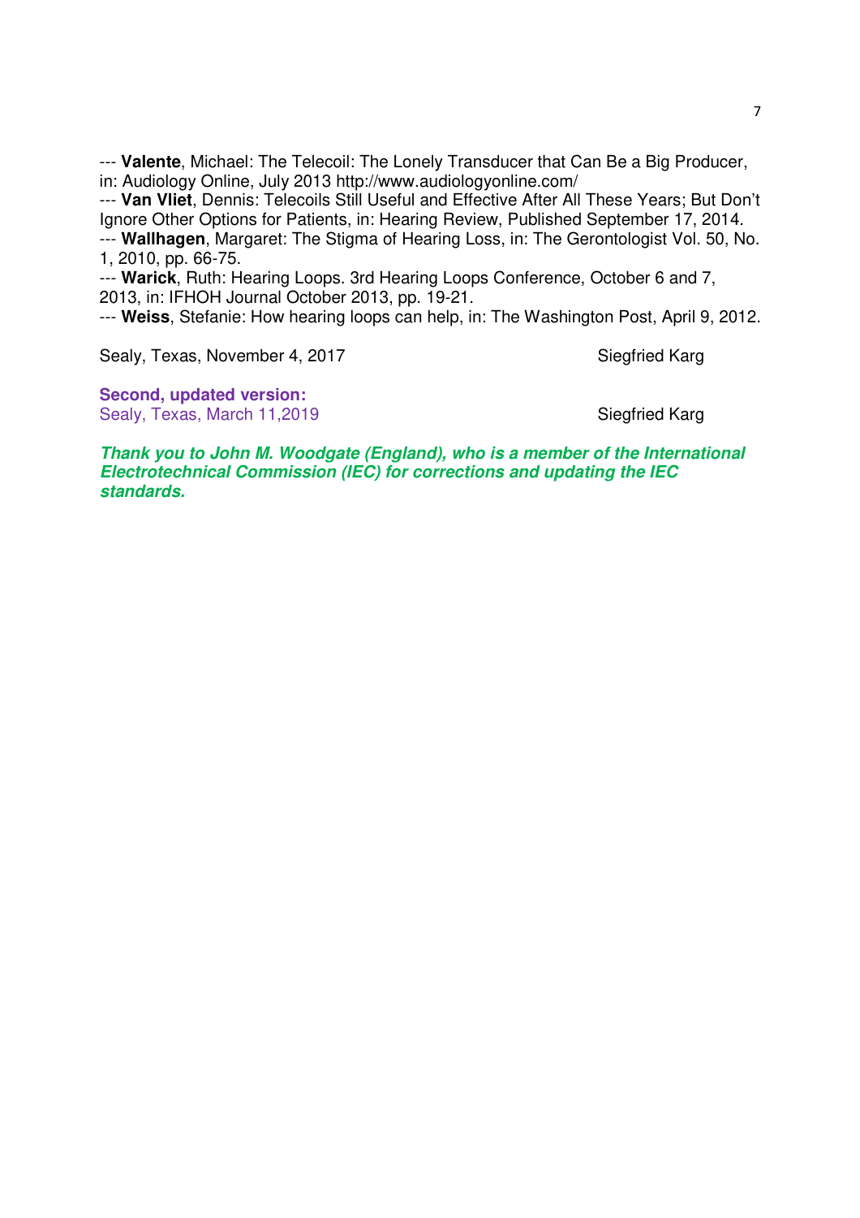--- **Valente**, Michael: The Telecoil: The Lonely Transducer that Can Be a Big Producer, in: Audiology Online, July 2013 http://www.audiologyonline.com/

--- **Van Vliet**, Dennis: Telecoils Still Useful and Effective After All These Years; But Don't Ignore Other Options for Patients, in: Hearing Review, Published September 17, 2014.

--- **Wallhagen**, Margaret: The Stigma of Hearing Loss, in: The Gerontologist Vol. 50, No. 1, 2010, pp. 66-75.

--- **Warick**, Ruth: Hearing Loops. 3rd Hearing Loops Conference, October 6 and 7, 2013, in: IFHOH Journal October 2013, pp. 19-21.

--- **Weiss**, Stefanie: How hearing loops can help, in: The Washington Post, April 9, 2012.

Sealy, Texas, November 4, 2017 Siegfried Karg

**Second, updated version:**
Sealy, Texas, March 11,2019 Siegfried Karg

***Thank you to John M. Woodgate (England), who is a member of the International Electrotechnical Commission (IEC) for corrections and updating the IEC standards.***